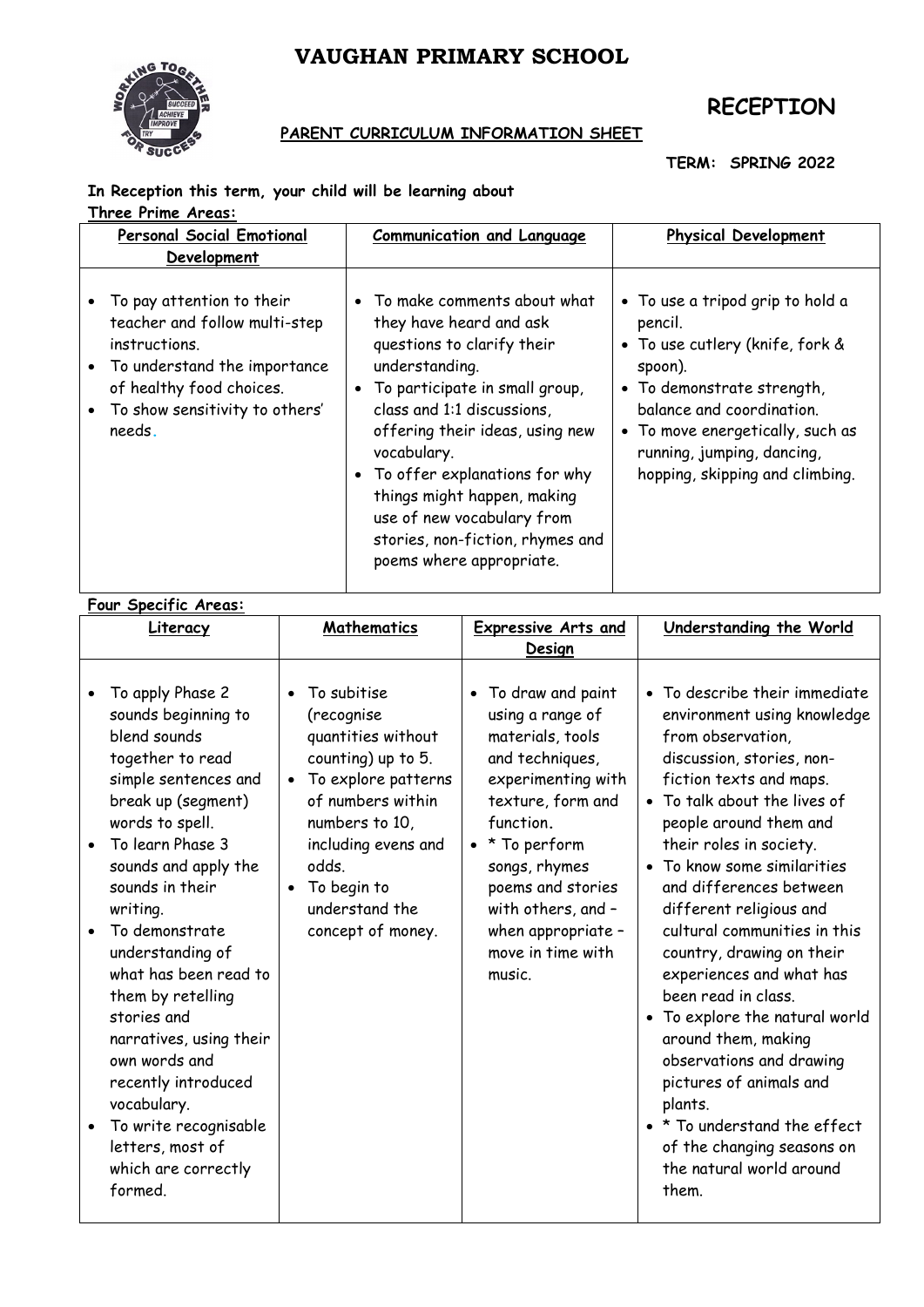# VAUGHAN PRIMARY SCHOOL

## RECEPTION

**PARENT CURRICULUM INFORMATION SHEET**

**TERM: SPRING 2022**

**In Reception this term, your child will be learning about**

**Three Prime Areas:**

| Personal Social Emotional Development | Communication and Language | Physical Development |
|---|---|---|
| • To pay attention to their teacher and follow multi-step instructions.<br>• To understand the importance of healthy food choices.<br>• To show sensitivity to others' needs. | • To make comments about what they have heard and ask questions to clarify their understanding.<br>• To participate in small group, class and 1:1 discussions, offering their ideas, using new vocabulary.<br>• To offer explanations for why things might happen, making use of new vocabulary from stories, non-fiction, rhymes and poems where appropriate. | • To use a tripod grip to hold a pencil.<br>• To use cutlery (knife, fork & spoon).<br>• To demonstrate strength, balance and coordination.<br>• To move energetically, such as running, jumping, dancing, hopping, skipping and climbing. |

**Four Specific Areas:**

| Literacy | Mathematics | Expressive Arts and Design | Understanding the World |
|---|---|---|---|
| • To apply Phase 2 sounds beginning to blend sounds together to read simple sentences and break up (segment) words to spell.<br>• To learn Phase 3 sounds and apply the sounds in their writing.<br>• To demonstrate understanding of what has been read to them by retelling stories and narratives, using their own words and recently introduced vocabulary.<br>• To write recognisable letters, most of which are correctly formed. | • To subitise (recognise quantities without counting) up to 5.<br>• To explore patterns of numbers within numbers to 10, including evens and odds.<br>• To begin to understand the concept of money. | • To draw and paint using a range of materials, tools and techniques, experimenting with texture, form and function.<br>• * To perform songs, rhymes poems and stories with others, and – when appropriate – move in time with music. | • To describe their immediate environment using knowledge from observation, discussion, stories, non-fiction texts and maps.<br>• To talk about the lives of people around them and their roles in society.<br>• To know some similarities and differences between different religious and cultural communities in this country, drawing on their experiences and what has been read in class.<br>• To explore the natural world around them, making observations and drawing pictures of animals and plants.<br>• * To understand the effect of the changing seasons on the natural world around them. |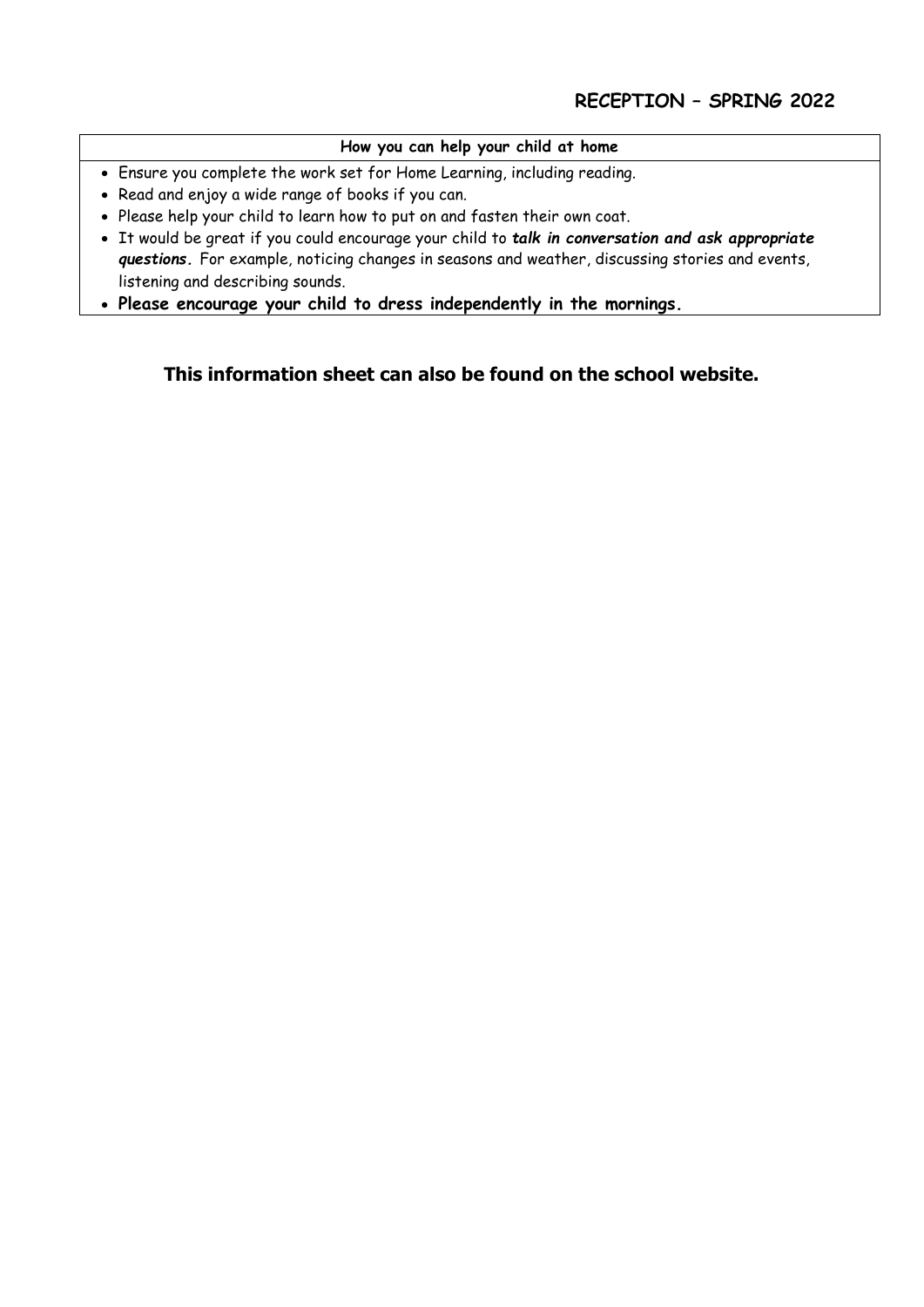## RECEPTION – SPRING 2022

| How you can help your child at home |
|---|
| • Ensure you complete the work set for Home Learning, including reading.<br>• Read and enjoy a wide range of books if you can.<br>• Please help your child to learn how to put on and fasten their own coat.<br>• It would be great if you could encourage your child to ***talk in conversation and ask appropriate questions.*** For example, noticing changes in seasons and weather, discussing stories and events, listening and describing sounds.<br>• **Please encourage your child to dress independently in the mornings.** |

**This information sheet can also be found on the school website.**